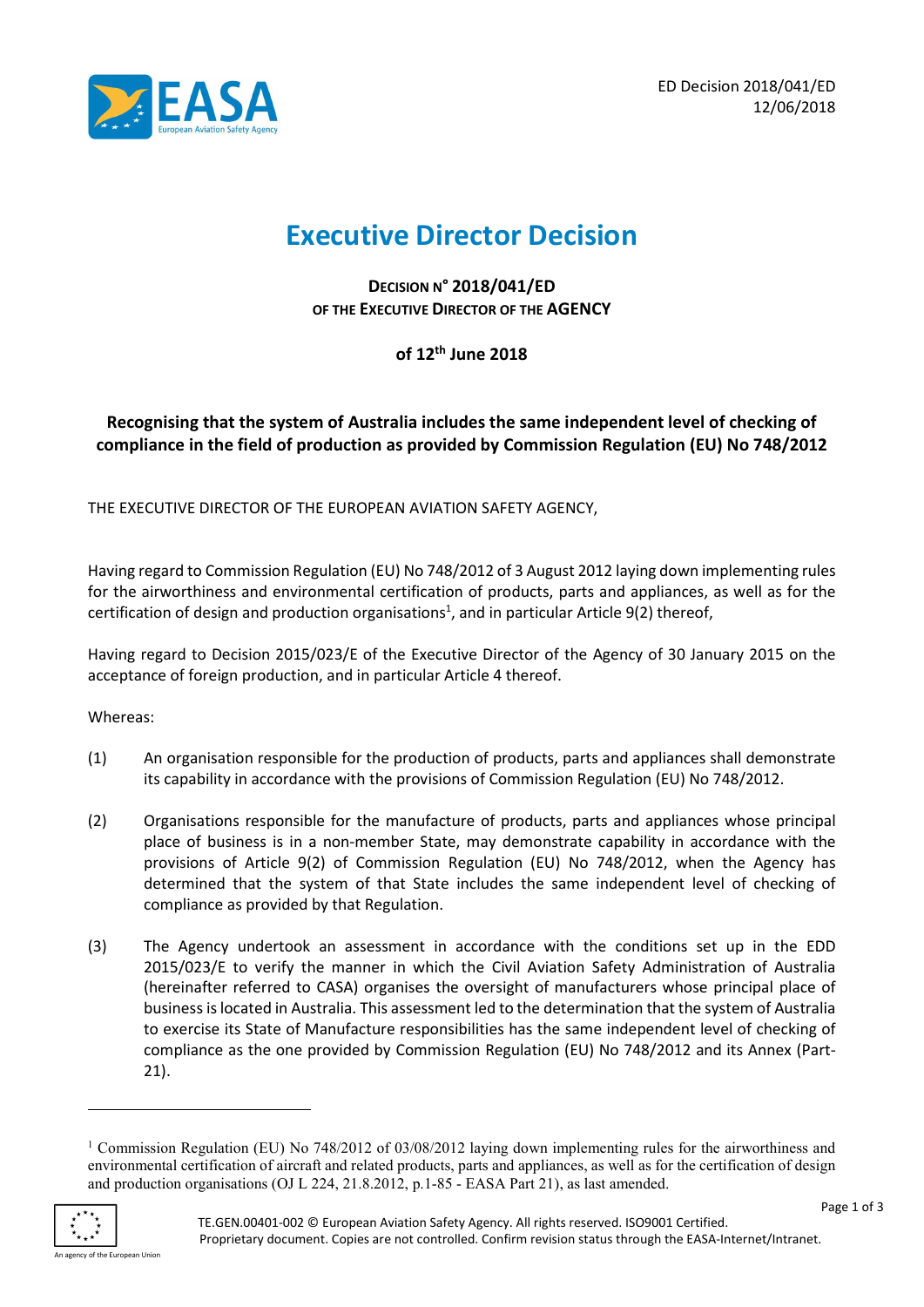ED Decision 2018/041/ED
12/06/2018

# Executive Director Decision

**DECISION N° 2018/041/ED**
**OF THE EXECUTIVE DIRECTOR OF THE AGENCY**

**of 12th June 2018**

**Recognising that the system of Australia includes the same independent level of checking of compliance in the field of production as provided by Commission Regulation (EU) No 748/2012**

THE EXECUTIVE DIRECTOR OF THE EUROPEAN AVIATION SAFETY AGENCY,

Having regard to Commission Regulation (EU) No 748/2012 of 3 August 2012 laying down implementing rules for the airworthiness and environmental certification of products, parts and appliances, as well as for the certification of design and production organisations[1], and in particular Article 9(2) thereof,

Having regard to Decision 2015/023/E of the Executive Director of the Agency of 30 January 2015 on the acceptance of foreign production, and in particular Article 4 thereof.

Whereas:

(1) An organisation responsible for the production of products, parts and appliances shall demonstrate its capability in accordance with the provisions of Commission Regulation (EU) No 748/2012.

(2) Organisations responsible for the manufacture of products, parts and appliances whose principal place of business is in a non-member State, may demonstrate capability in accordance with the provisions of Article 9(2) of Commission Regulation (EU) No 748/2012, when the Agency has determined that the system of that State includes the same independent level of checking of compliance as provided by that Regulation.

(3) The Agency undertook an assessment in accordance with the conditions set up in the EDD 2015/023/E to verify the manner in which the Civil Aviation Safety Administration of Australia (hereinafter referred to CASA) organises the oversight of manufacturers whose principal place of business is located in Australia. This assessment led to the determination that the system of Australia to exercise its State of Manufacture responsibilities has the same independent level of checking of compliance as the one provided by Commission Regulation (EU) No 748/2012 and its Annex (Part-21).

---

[1] Commission Regulation (EU) No 748/2012 of 03/08/2012 laying down implementing rules for the airworthiness and environmental certification of aircraft and related products, parts and appliances, as well as for the certification of design and production organisations (OJ L 224, 21.8.2012, p.1-85 - EASA Part 21), as last amended.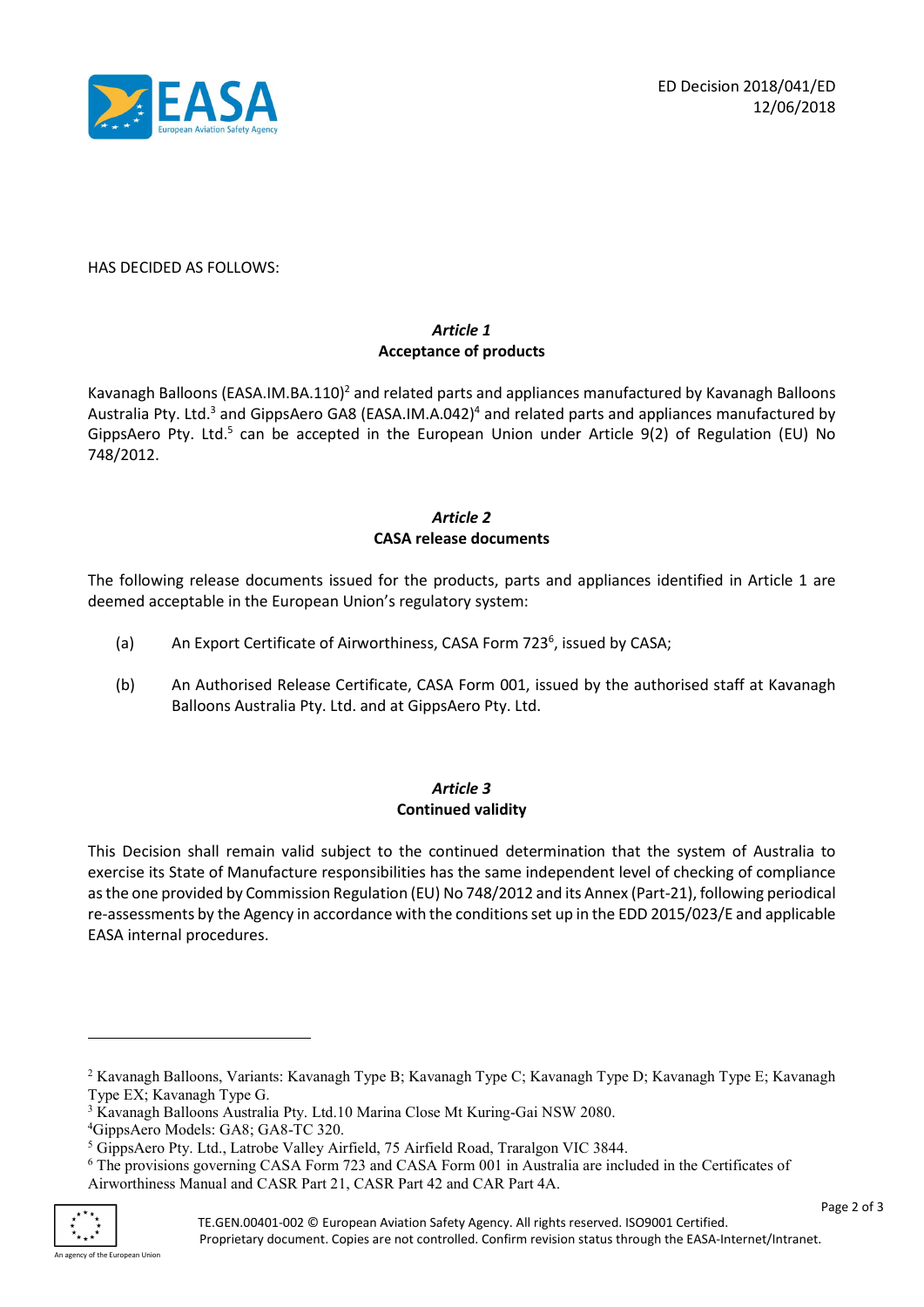HAS DECIDED AS FOLLOWS:

### *Article 1*
### **Acceptance of products**

Kavanagh Balloons (EASA.IM.BA.110)[2] and related parts and appliances manufactured by Kavanagh Balloons Australia Pty. Ltd.[3] and GippsAero GA8 (EASA.IM.A.042)[4] and related parts and appliances manufactured by GippsAero Pty. Ltd.[5] can be accepted in the European Union under Article 9(2) of Regulation (EU) No 748/2012.

### *Article 2*
### **CASA release documents**

The following release documents issued for the products, parts and appliances identified in Article 1 are deemed acceptable in the European Union's regulatory system:

(a) An Export Certificate of Airworthiness, CASA Form 723[6], issued by CASA;

(b) An Authorised Release Certificate, CASA Form 001, issued by the authorised staff at Kavanagh Balloons Australia Pty. Ltd. and at GippsAero Pty. Ltd.

### *Article 3*
### **Continued validity**

This Decision shall remain valid subject to the continued determination that the system of Australia to exercise its State of Manufacture responsibilities has the same independent level of checking of compliance as the one provided by Commission Regulation (EU) No 748/2012 and its Annex (Part-21), following periodical re-assessments by the Agency in accordance with the conditions set up in the EDD 2015/023/E and applicable EASA internal procedures.

---

[2] Kavanagh Balloons, Variants: Kavanagh Type B; Kavanagh Type C; Kavanagh Type D; Kavanagh Type E; Kavanagh Type EX; Kavanagh Type G.

[3] Kavanagh Balloons Australia Pty. Ltd.10 Marina Close Mt Kuring-Gai NSW 2080.

[4] GippsAero Models: GA8; GA8-TC 320.

[5] GippsAero Pty. Ltd., Latrobe Valley Airfield, 75 Airfield Road, Traralgon VIC 3844.

[6] The provisions governing CASA Form 723 and CASA Form 001 in Australia are included in the Certificates of Airworthiness Manual and CASR Part 21, CASR Part 42 and CAR Part 4A.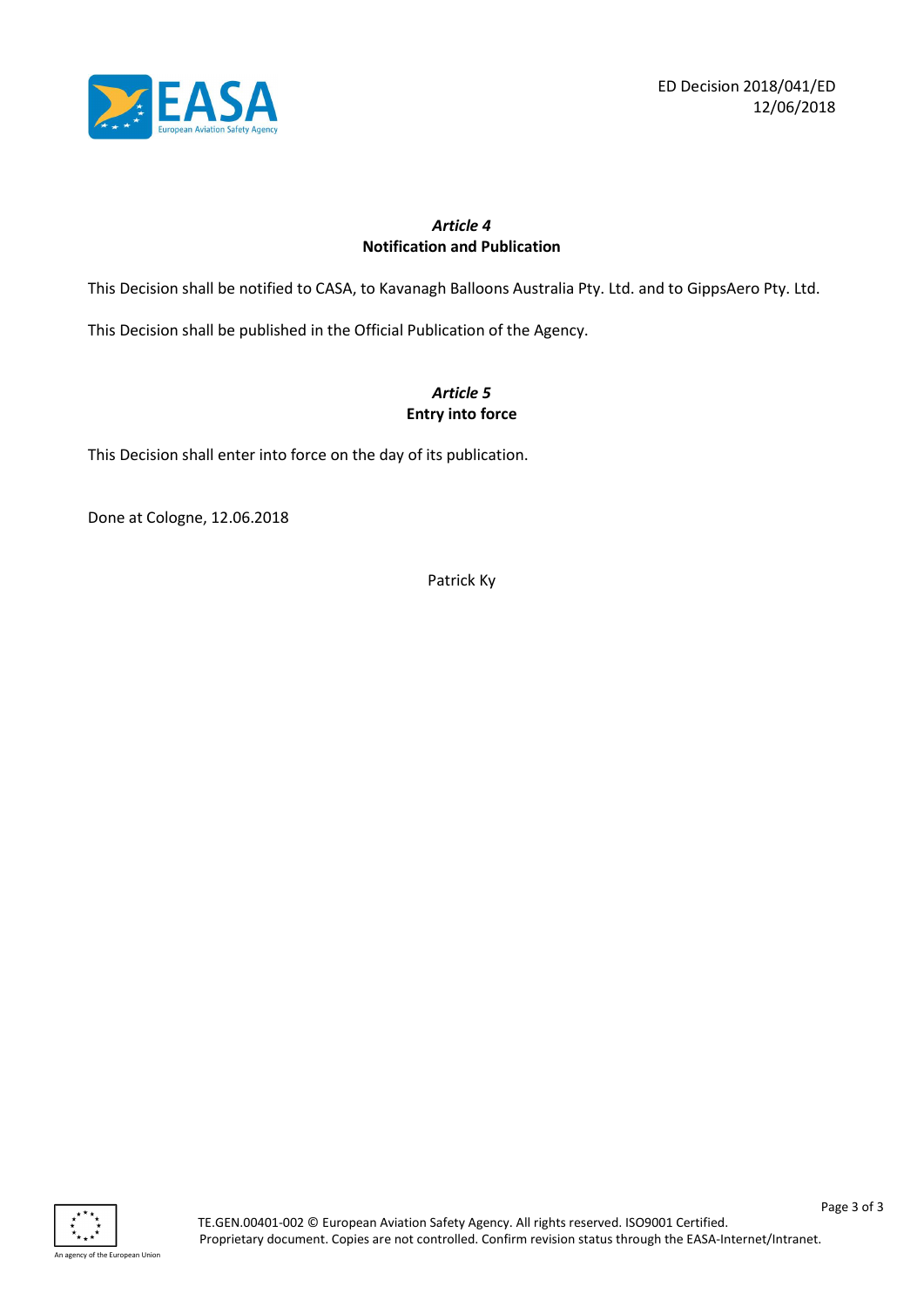*Article 4*
**Notification and Publication**

This Decision shall be notified to CASA, to Kavanagh Balloons Australia Pty. Ltd. and to GippsAero Pty. Ltd.

This Decision shall be published in the Official Publication of the Agency.

*Article 5*
**Entry into force**

This Decision shall enter into force on the day of its publication.

Done at Cologne, 12.06.2018

Patrick Ky